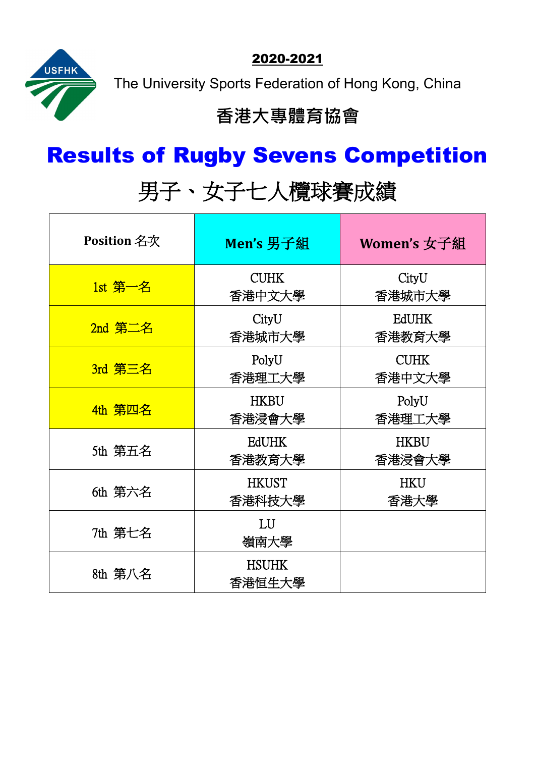USFHK

**2020-2021**

The University Sports Federation of Hong Kong, China

香港大專體育協會

# Results of Rugby Sevens Competition

# 男子、女子七人欖球賽成績

| Position 名次 | Men's 男子組 | Women's 女子組 |
|---|---|---|
| 1st 第一名 | CUHK<br>香港中文大學 | CityU<br>香港城市大學 |
| 2nd 第二名 | CityU<br>香港城市大學 | EdUHK<br>香港教育大學 |
| 3rd 第三名 | PolyU<br>香港理工大學 | CUHK<br>香港中文大學 |
| 4th 第四名 | HKBU<br>香港浸會大學 | PolyU<br>香港理工大學 |
| 5th 第五名 | EdUHK<br>香港教育大學 | HKBU<br>香港浸會大學 |
| 6th 第六名 | HKUST<br>香港科技大學 | HKU<br>香港大學 |
| 7th 第七名 | LU<br>嶺南大學 | |
| 8th 第八名 | HSUHK<br>香港恒生大學 | |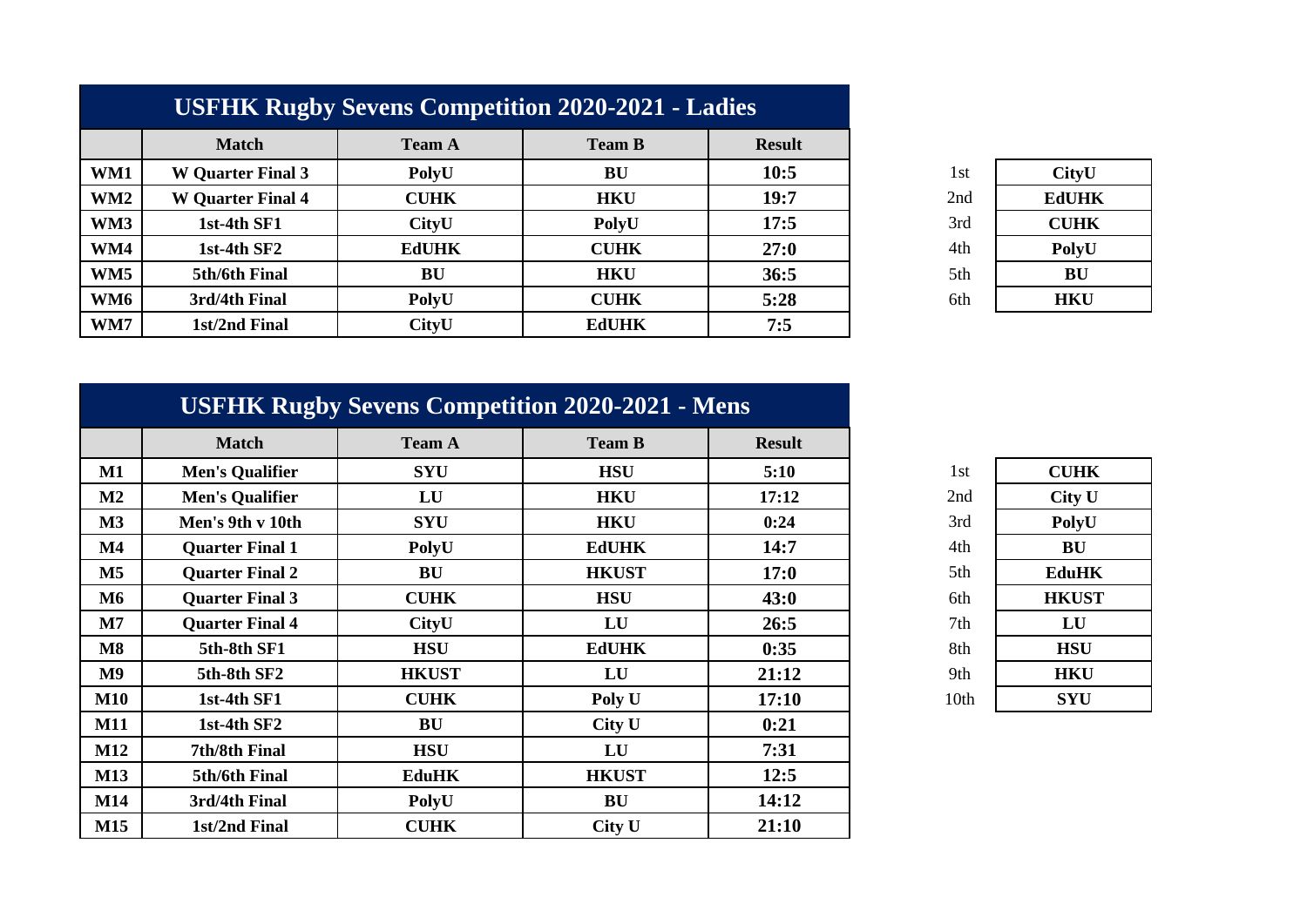## USFHK Rugby Sevens Competition 2020-2021 - Ladies

| | Match | Team A | Team B | Result |
|---|---|---|---|---|
| **WM1** | **W Quarter Final 3** | **PolyU** | **BU** | **10:5** |
| **WM2** | **W Quarter Final 4** | **CUHK** | **HKU** | **19:7** |
| **WM3** | **1st-4th SF1** | **CityU** | **PolyU** | **17:5** |
| **WM4** | **1st-4th SF2** | **EdUHK** | **CUHK** | **27:0** |
| **WM5** | **5th/6th Final** | **BU** | **HKU** | **36:5** |
| **WM6** | **3rd/4th Final** | **PolyU** | **CUHK** | **5:28** |
| **WM7** | **1st/2nd Final** | **CityU** | **EdUHK** | **7:5** |

| | |
|---|---|
| 1st | **CityU** |
| 2nd | **EdUHK** |
| 3rd | **CUHK** |
| 4th | **PolyU** |
| 5th | **BU** |
| 6th | **HKU** |

## USFHK Rugby Sevens Competition 2020-2021 - Mens

| | Match | Team A | Team B | Result |
|---|---|---|---|---|
| **M1** | **Men's Qualifier** | **SYU** | **HSU** | **5:10** |
| **M2** | **Men's Qualifier** | **LU** | **HKU** | **17:12** |
| **M3** | **Men's 9th v 10th** | **SYU** | **HKU** | **0:24** |
| **M4** | **Quarter Final 1** | **PolyU** | **EdUHK** | **14:7** |
| **M5** | **Quarter Final 2** | **BU** | **HKUST** | **17:0** |
| **M6** | **Quarter Final 3** | **CUHK** | **HSU** | **43:0** |
| **M7** | **Quarter Final 4** | **CityU** | **LU** | **26:5** |
| **M8** | **5th-8th SF1** | **HSU** | **EdUHK** | **0:35** |
| **M9** | **5th-8th SF2** | **HKUST** | **LU** | **21:12** |
| **M10** | **1st-4th SF1** | **CUHK** | **Poly U** | **17:10** |
| **M11** | **1st-4th SF2** | **BU** | **City U** | **0:21** |
| **M12** | **7th/8th Final** | **HSU** | **LU** | **7:31** |
| **M13** | **5th/6th Final** | **EduHK** | **HKUST** | **12:5** |
| **M14** | **3rd/4th Final** | **PolyU** | **BU** | **14:12** |
| **M15** | **1st/2nd Final** | **CUHK** | **City U** | **21:10** |

| | |
|---|---|
| 1st | **CUHK** |
| 2nd | **City U** |
| 3rd | **PolyU** |
| 4th | **BU** |
| 5th | **EduHK** |
| 6th | **HKUST** |
| 7th | **LU** |
| 8th | **HSU** |
| 9th | **HKU** |
| 10th | **SYU** |